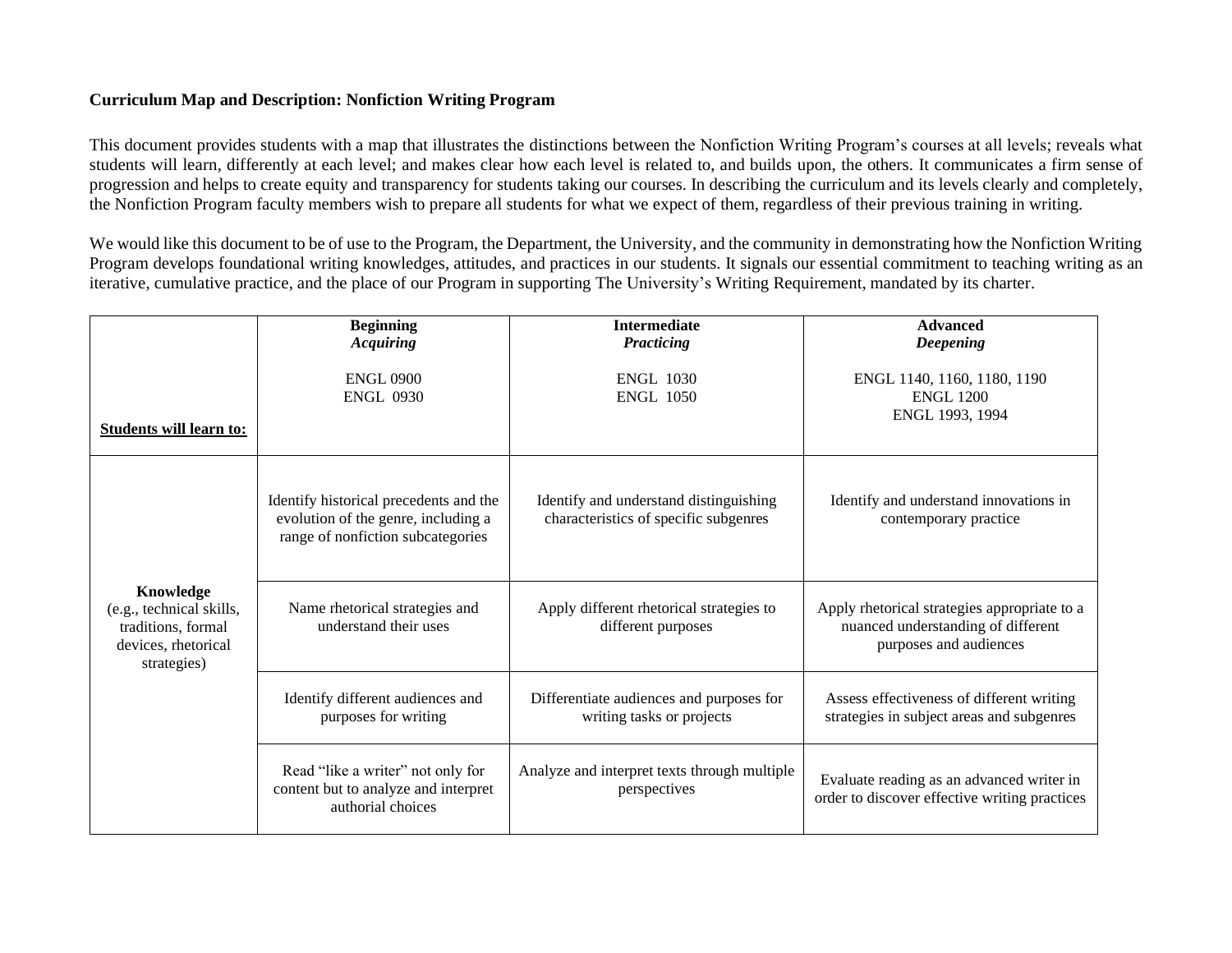**Curriculum Map and Description: Nonfiction Writing Program**

This document provides students with a map that illustrates the distinctions between the Nonfiction Writing Program's courses at all levels; reveals what students will learn, differently at each level; and makes clear how each level is related to, and builds upon, the others. It communicates a firm sense of progression and helps to create equity and transparency for students taking our courses. In describing the curriculum and its levels clearly and completely, the Nonfiction Program faculty members wish to prepare all students for what we expect of them, regardless of their previous training in writing.

We would like this document to be of use to the Program, the Department, the University, and the community in demonstrating how the Nonfiction Writing Program develops foundational writing knowledges, attitudes, and practices in our students. It signals our essential commitment to teaching writing as an iterative, cumulative practice, and the place of our Program in supporting The University's Writing Requirement, mandated by its charter.

| <u>**Students will learn to:**</u> | **Beginning**<br>***Acquiring***<br><br>ENGL 0900<br>ENGL 0930 | **Intermediate**<br>***Practicing***<br><br>ENGL 1030<br>ENGL 1050 | **Advanced**<br>***Deepening***<br><br>ENGL 1140, 1160, 1180, 1190<br>ENGL 1200<br>ENGL 1993, 1994 |
|---|---|---|---|
| **Knowledge**<br>(e.g., technical skills, traditions, formal devices, rhetorical strategies) | Identify historical precedents and the evolution of the genre, including a range of nonfiction subcategories | Identify and understand distinguishing characteristics of specific subgenres | Identify and understand innovations in contemporary practice |
| | Name rhetorical strategies and understand their uses | Apply different rhetorical strategies to different purposes | Apply rhetorical strategies appropriate to a nuanced understanding of different purposes and audiences |
| | Identify different audiences and purposes for writing | Differentiate audiences and purposes for writing tasks or projects | Assess effectiveness of different writing strategies in subject areas and subgenres |
| | Read "like a writer" not only for content but to analyze and interpret authorial choices | Analyze and interpret texts through multiple perspectives | Evaluate reading as an advanced writer in order to discover effective writing practices |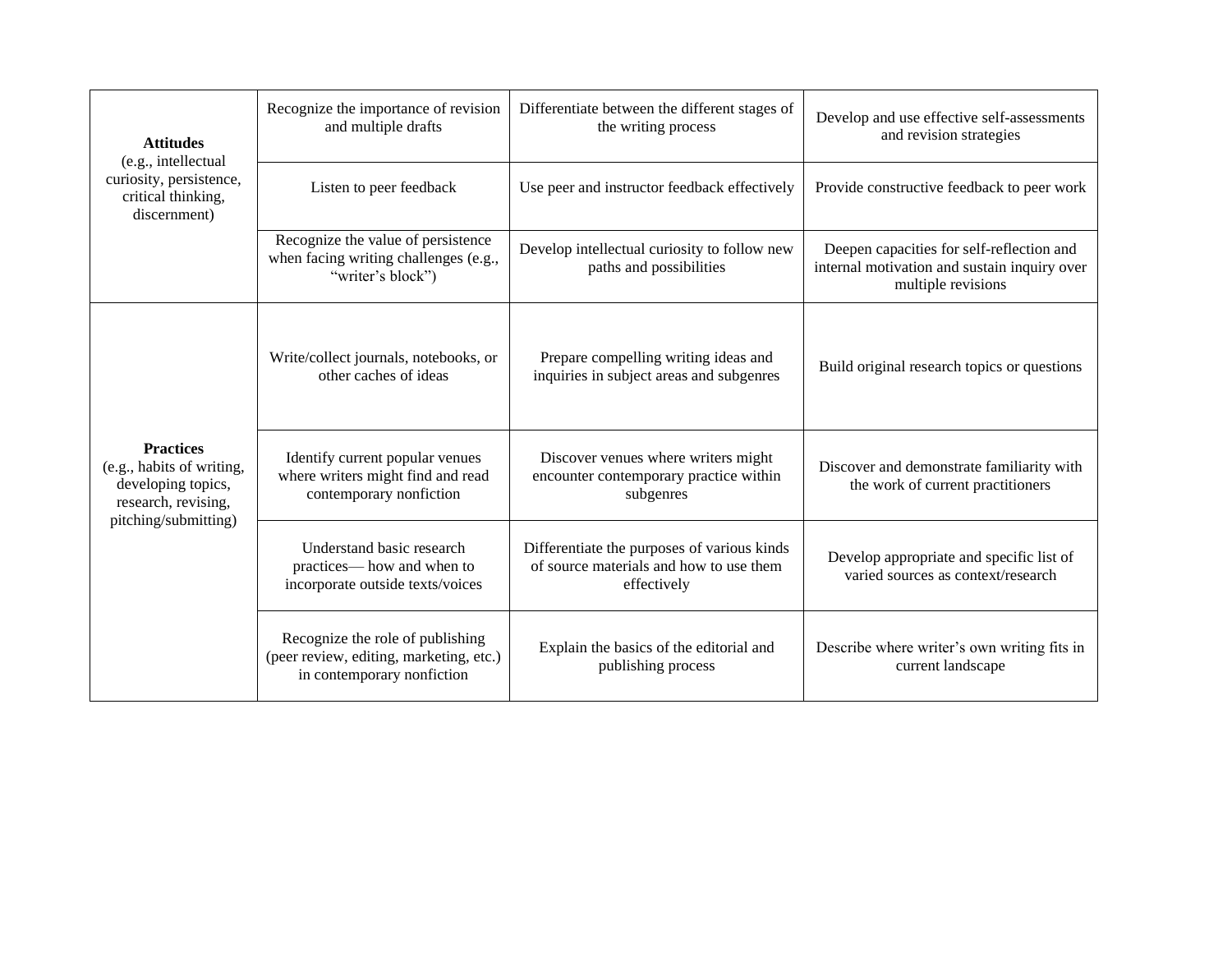| | | | |
|---|---|---|---|
| **Attitudes** (e.g., intellectual curiosity, persistence, critical thinking, discernment) | Recognize the importance of revision and multiple drafts | Differentiate between the different stages of the writing process | Develop and use effective self-assessments and revision strategies |
| | Listen to peer feedback | Use peer and instructor feedback effectively | Provide constructive feedback to peer work |
| | Recognize the value of persistence when facing writing challenges (e.g., “writer’s block”) | Develop intellectual curiosity to follow new paths and possibilities | Deepen capacities for self-reflection and internal motivation and sustain inquiry over multiple revisions |
| **Practices** (e.g., habits of writing, developing topics, research, revising, pitching/submitting) | Write/collect journals, notebooks, or other caches of ideas | Prepare compelling writing ideas and inquiries in subject areas and subgenres | Build original research topics or questions |
| | Identify current popular venues where writers might find and read contemporary nonfiction | Discover venues where writers might encounter contemporary practice within subgenres | Discover and demonstrate familiarity with the work of current practitioners |
| | Understand basic research practices— how and when to incorporate outside texts/voices | Differentiate the purposes of various kinds of source materials and how to use them effectively | Develop appropriate and specific list of varied sources as context/research |
| | Recognize the role of publishing (peer review, editing, marketing, etc.) in contemporary nonfiction | Explain the basics of the editorial and publishing process | Describe where writer’s own writing fits in current landscape |